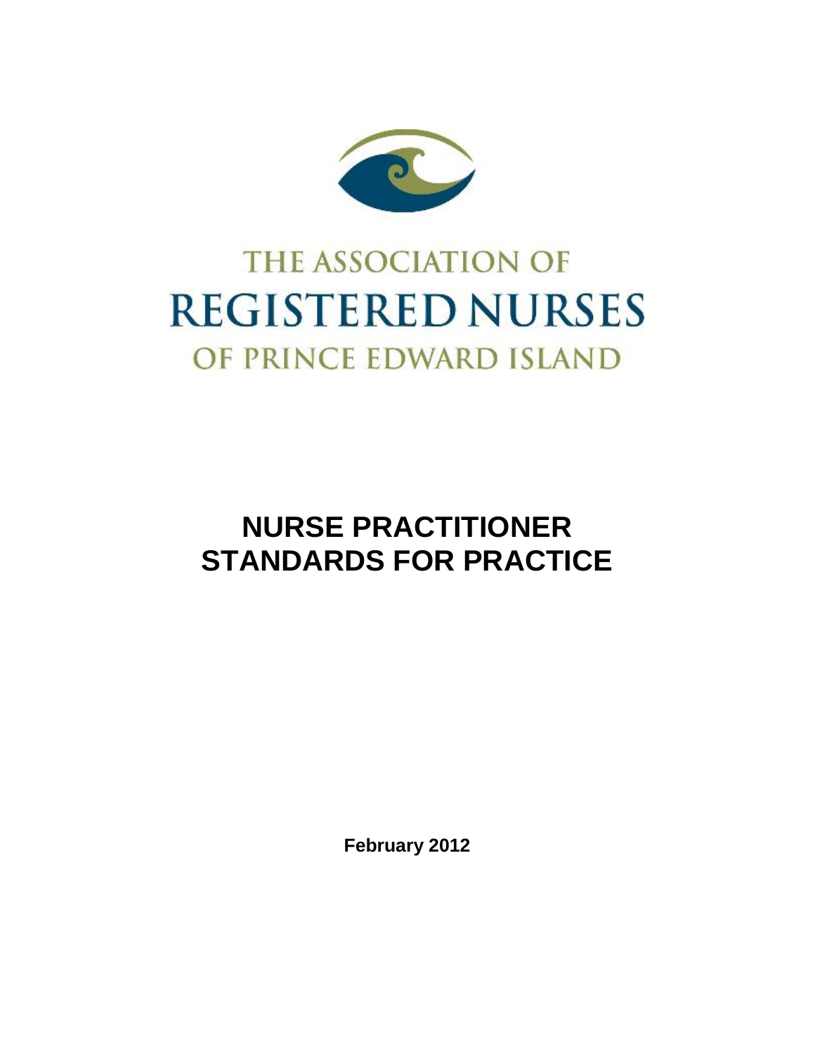THE ASSOCIATION OF

REGISTERED NURSES

OF PRINCE EDWARD ISLAND

# NURSE PRACTITIONER STANDARDS FOR PRACTICE

**February 2012**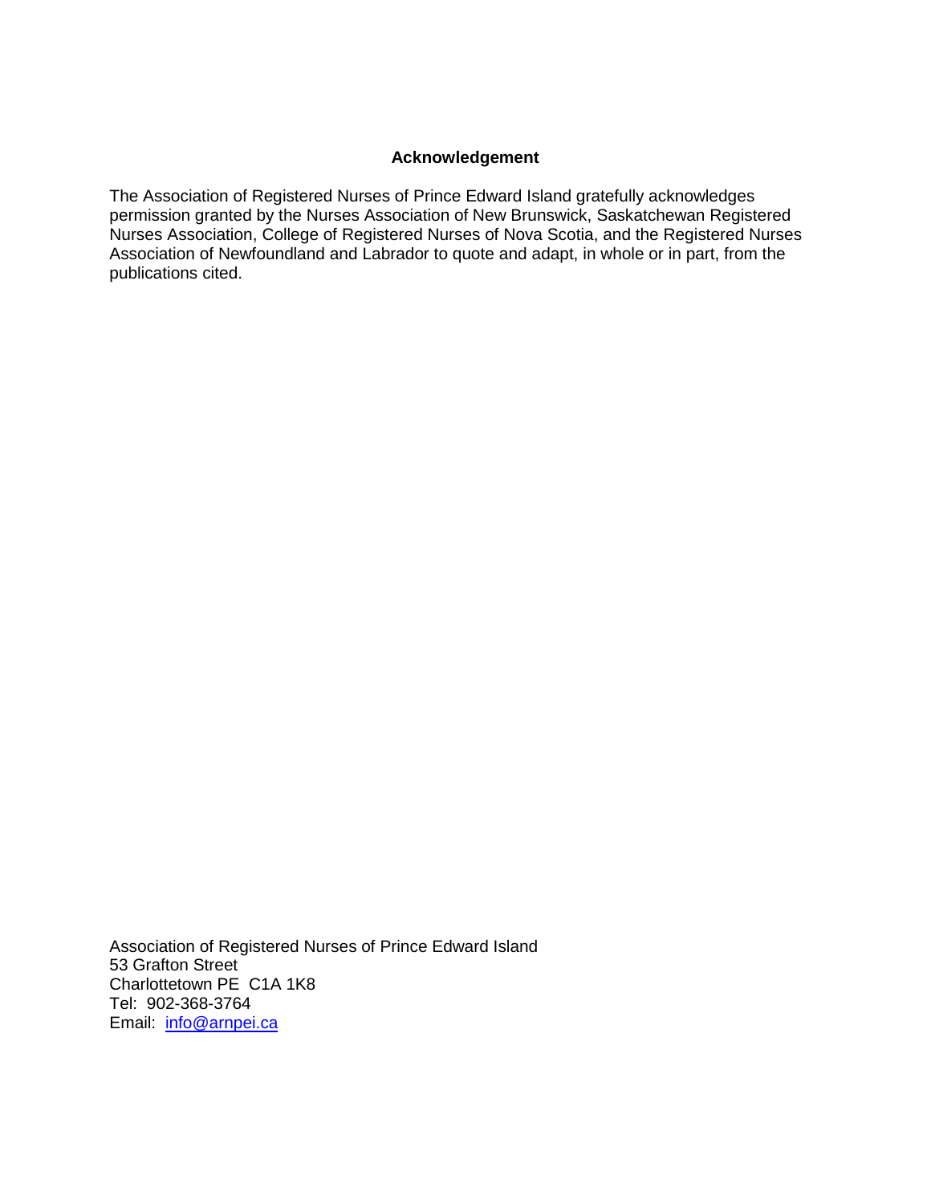## Acknowledgement

The Association of Registered Nurses of Prince Edward Island gratefully acknowledges permission granted by the Nurses Association of New Brunswick, Saskatchewan Registered Nurses Association, College of Registered Nurses of Nova Scotia, and the Registered Nurses Association of Newfoundland and Labrador to quote and adapt, in whole or in part, from the publications cited.

Association of Registered Nurses of Prince Edward Island
53 Grafton Street
Charlottetown PE C1A 1K8
Tel: 902-368-3764
Email: info@arnpei.ca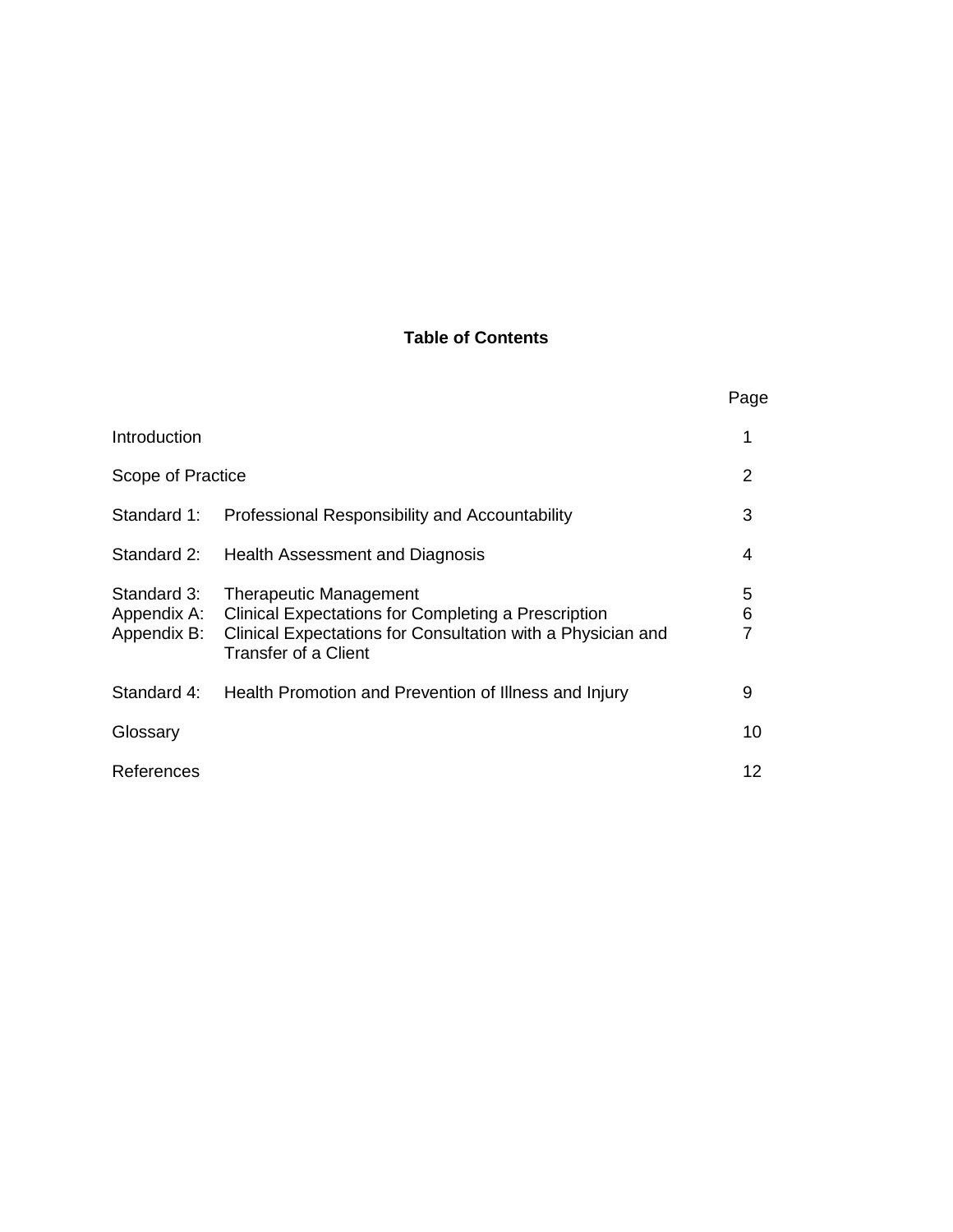## Table of Contents

| | | Page |
|---|---|---|
| Introduction | | 1 |
| Scope of Practice | | 2 |
| Standard 1: | Professional Responsibility and Accountability | 3 |
| Standard 2: | Health Assessment and Diagnosis | 4 |
| Standard 3: | Therapeutic Management | 5 |
| Appendix A: | Clinical Expectations for Completing a Prescription | 6 |
| Appendix B: | Clinical Expectations for Consultation with a Physician and Transfer of a Client | 7 |
| Standard 4: | Health Promotion and Prevention of Illness and Injury | 9 |
| Glossary | | 10 |
| References | | 12 |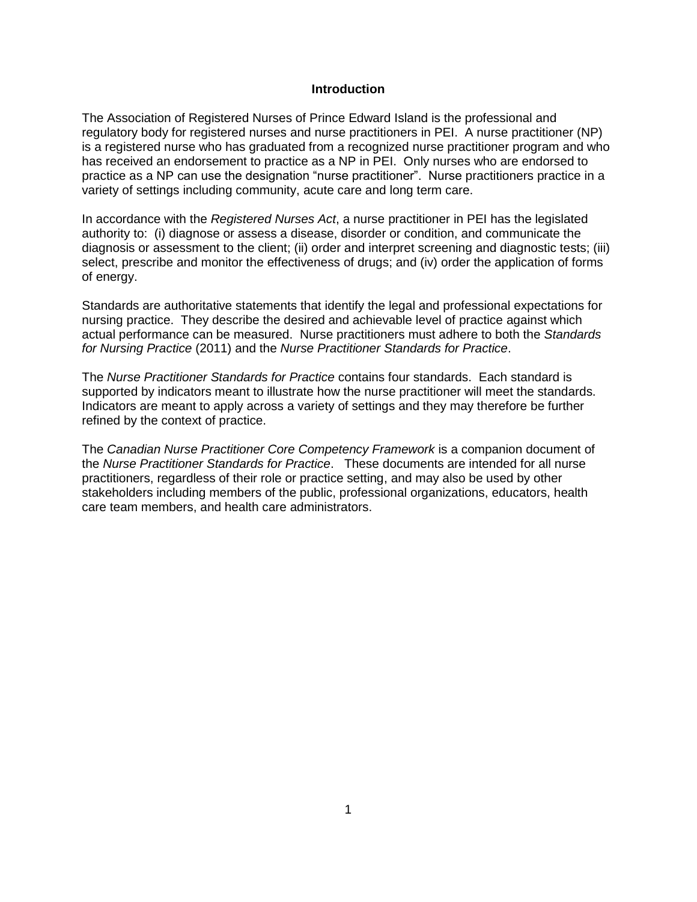# Introduction

The Association of Registered Nurses of Prince Edward Island is the professional and regulatory body for registered nurses and nurse practitioners in PEI. A nurse practitioner (NP) is a registered nurse who has graduated from a recognized nurse practitioner program and who has received an endorsement to practice as a NP in PEI. Only nurses who are endorsed to practice as a NP can use the designation "nurse practitioner". Nurse practitioners practice in a variety of settings including community, acute care and long term care.

In accordance with the *Registered Nurses Act*, a nurse practitioner in PEI has the legislated authority to: (i) diagnose or assess a disease, disorder or condition, and communicate the diagnosis or assessment to the client; (ii) order and interpret screening and diagnostic tests; (iii) select, prescribe and monitor the effectiveness of drugs; and (iv) order the application of forms of energy.

Standards are authoritative statements that identify the legal and professional expectations for nursing practice. They describe the desired and achievable level of practice against which actual performance can be measured. Nurse practitioners must adhere to both the *Standards for Nursing Practice* (2011) and the *Nurse Practitioner Standards for Practice*.

The *Nurse Practitioner Standards for Practice* contains four standards. Each standard is supported by indicators meant to illustrate how the nurse practitioner will meet the standards. Indicators are meant to apply across a variety of settings and they may therefore be further refined by the context of practice.

The *Canadian Nurse Practitioner Core Competency Framework* is a companion document of the *Nurse Practitioner Standards for Practice*. These documents are intended for all nurse practitioners, regardless of their role or practice setting, and may also be used by other stakeholders including members of the public, professional organizations, educators, health care team members, and health care administrators.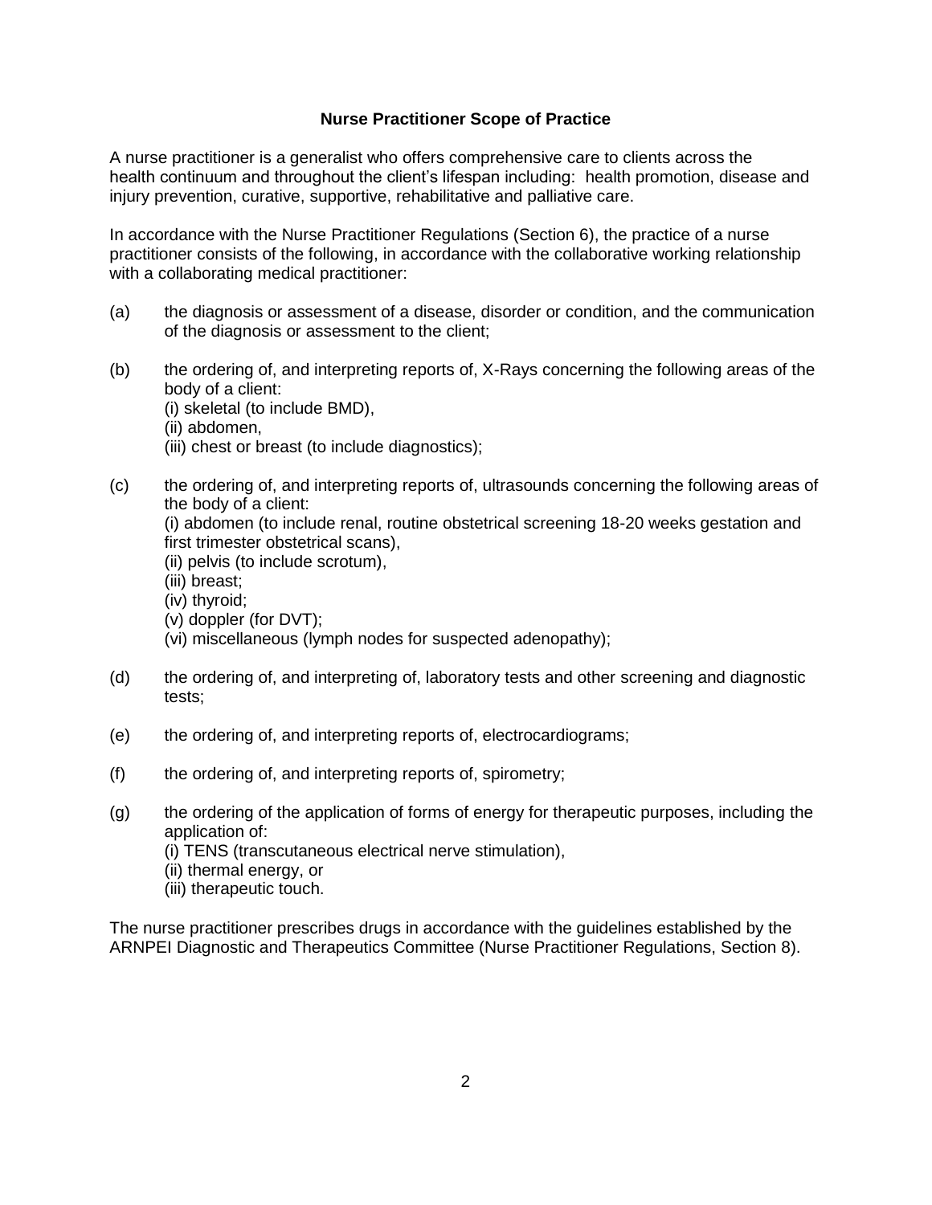## Nurse Practitioner Scope of Practice

A nurse practitioner is a generalist who offers comprehensive care to clients across the health continuum and throughout the client's lifespan including: health promotion, disease and injury prevention, curative, supportive, rehabilitative and palliative care.

In accordance with the Nurse Practitioner Regulations (Section 6), the practice of a nurse practitioner consists of the following, in accordance with the collaborative working relationship with a collaborating medical practitioner:

(a) the diagnosis or assessment of a disease, disorder or condition, and the communication of the diagnosis or assessment to the client;

(b) the ordering of, and interpreting reports of, X-Rays concerning the following areas of the body of a client:
 (i) skeletal (to include BMD),
 (ii) abdomen,
 (iii) chest or breast (to include diagnostics);

(c) the ordering of, and interpreting reports of, ultrasounds concerning the following areas of the body of a client:
 (i) abdomen (to include renal, routine obstetrical screening 18-20 weeks gestation and first trimester obstetrical scans),
 (ii) pelvis (to include scrotum),
 (iii) breast;
 (iv) thyroid;
 (v) doppler (for DVT);
 (vi) miscellaneous (lymph nodes for suspected adenopathy);

(d) the ordering of, and interpreting of, laboratory tests and other screening and diagnostic tests;

(e) the ordering of, and interpreting reports of, electrocardiograms;

(f) the ordering of, and interpreting reports of, spirometry;

(g) the ordering of the application of forms of energy for therapeutic purposes, including the application of:
 (i) TENS (transcutaneous electrical nerve stimulation),
 (ii) thermal energy, or
 (iii) therapeutic touch.

The nurse practitioner prescribes drugs in accordance with the guidelines established by the ARNPEI Diagnostic and Therapeutics Committee (Nurse Practitioner Regulations, Section 8).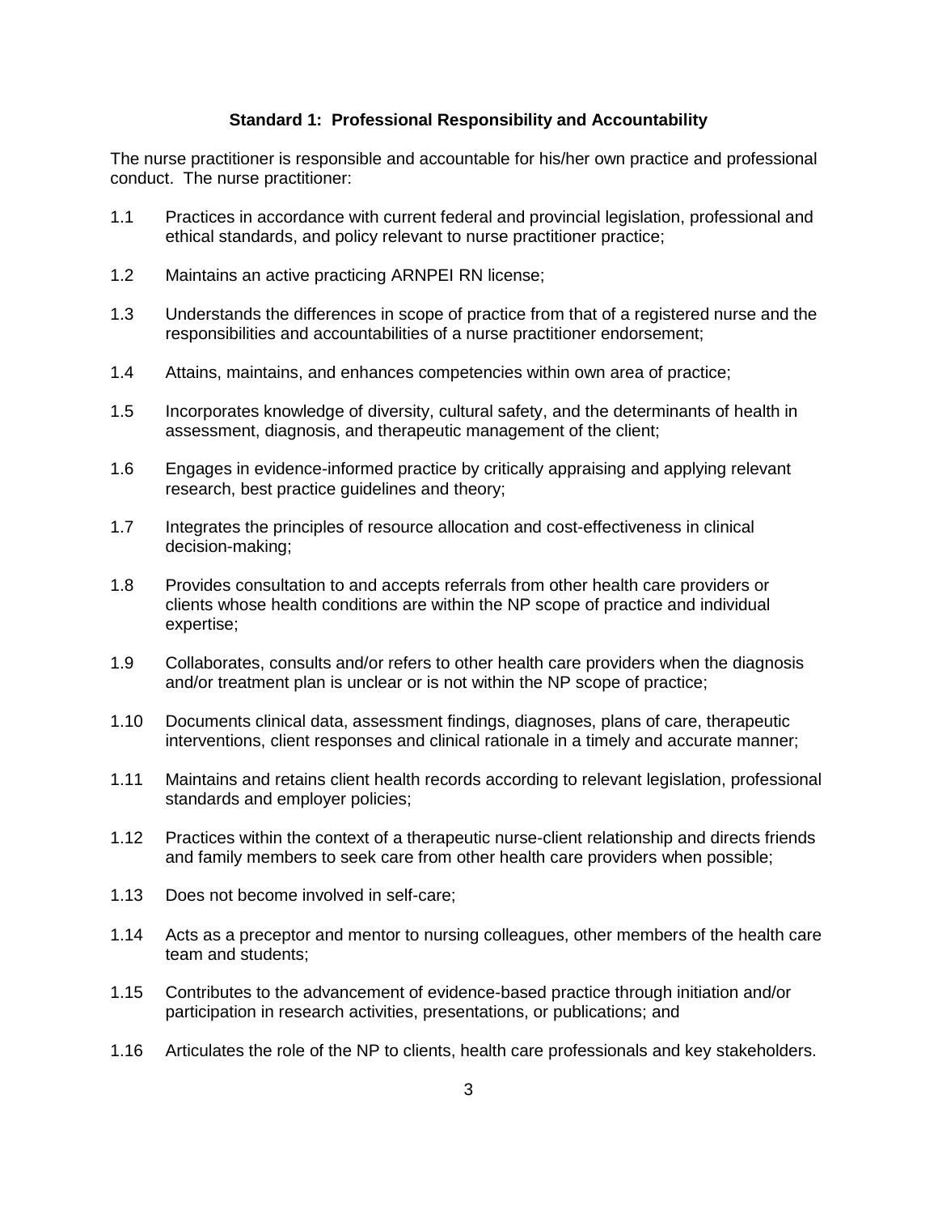## Standard 1: Professional Responsibility and Accountability

The nurse practitioner is responsible and accountable for his/her own practice and professional conduct. The nurse practitioner:

1.1 Practices in accordance with current federal and provincial legislation, professional and ethical standards, and policy relevant to nurse practitioner practice;

1.2 Maintains an active practicing ARNPEI RN license;

1.3 Understands the differences in scope of practice from that of a registered nurse and the responsibilities and accountabilities of a nurse practitioner endorsement;

1.4 Attains, maintains, and enhances competencies within own area of practice;

1.5 Incorporates knowledge of diversity, cultural safety, and the determinants of health in assessment, diagnosis, and therapeutic management of the client;

1.6 Engages in evidence-informed practice by critically appraising and applying relevant research, best practice guidelines and theory;

1.7 Integrates the principles of resource allocation and cost-effectiveness in clinical decision-making;

1.8 Provides consultation to and accepts referrals from other health care providers or clients whose health conditions are within the NP scope of practice and individual expertise;

1.9 Collaborates, consults and/or refers to other health care providers when the diagnosis and/or treatment plan is unclear or is not within the NP scope of practice;

1.10 Documents clinical data, assessment findings, diagnoses, plans of care, therapeutic interventions, client responses and clinical rationale in a timely and accurate manner;

1.11 Maintains and retains client health records according to relevant legislation, professional standards and employer policies;

1.12 Practices within the context of a therapeutic nurse-client relationship and directs friends and family members to seek care from other health care providers when possible;

1.13 Does not become involved in self-care;

1.14 Acts as a preceptor and mentor to nursing colleagues, other members of the health care team and students;

1.15 Contributes to the advancement of evidence-based practice through initiation and/or participation in research activities, presentations, or publications; and

1.16 Articulates the role of the NP to clients, health care professionals and key stakeholders.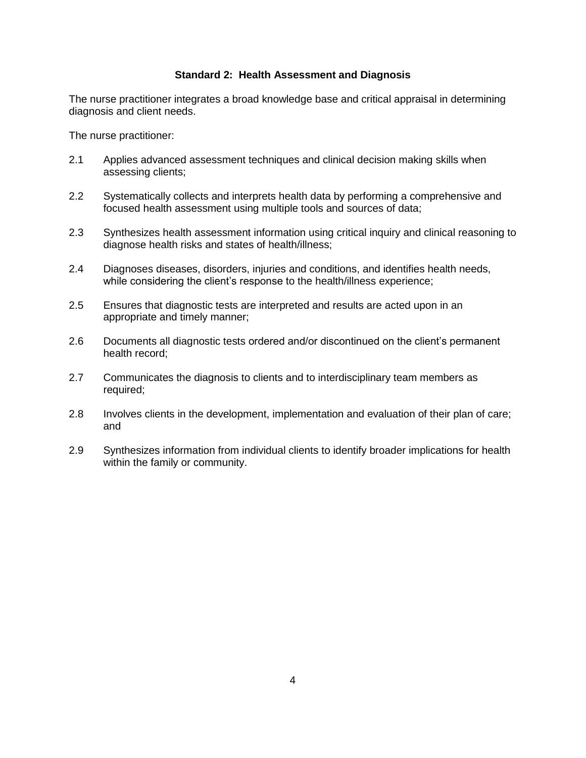## Standard 2: Health Assessment and Diagnosis

The nurse practitioner integrates a broad knowledge base and critical appraisal in determining diagnosis and client needs.

The nurse practitioner:

2.1 Applies advanced assessment techniques and clinical decision making skills when assessing clients;

2.2 Systematically collects and interprets health data by performing a comprehensive and focused health assessment using multiple tools and sources of data;

2.3 Synthesizes health assessment information using critical inquiry and clinical reasoning to diagnose health risks and states of health/illness;

2.4 Diagnoses diseases, disorders, injuries and conditions, and identifies health needs, while considering the client's response to the health/illness experience;

2.5 Ensures that diagnostic tests are interpreted and results are acted upon in an appropriate and timely manner;

2.6 Documents all diagnostic tests ordered and/or discontinued on the client's permanent health record;

2.7 Communicates the diagnosis to clients and to interdisciplinary team members as required;

2.8 Involves clients in the development, implementation and evaluation of their plan of care; and

2.9 Synthesizes information from individual clients to identify broader implications for health within the family or community.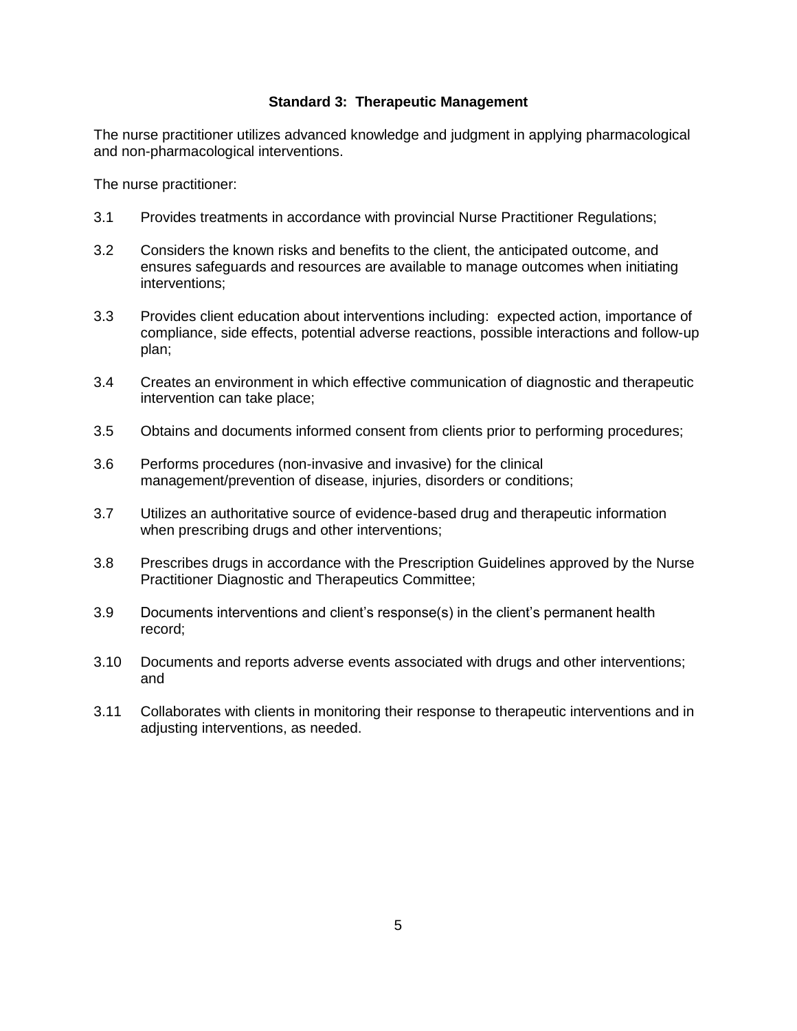### Standard 3: Therapeutic Management

The nurse practitioner utilizes advanced knowledge and judgment in applying pharmacological and non-pharmacological interventions.

The nurse practitioner:

3.1 Provides treatments in accordance with provincial Nurse Practitioner Regulations;

3.2 Considers the known risks and benefits to the client, the anticipated outcome, and ensures safeguards and resources are available to manage outcomes when initiating interventions;

3.3 Provides client education about interventions including: expected action, importance of compliance, side effects, potential adverse reactions, possible interactions and follow-up plan;

3.4 Creates an environment in which effective communication of diagnostic and therapeutic intervention can take place;

3.5 Obtains and documents informed consent from clients prior to performing procedures;

3.6 Performs procedures (non-invasive and invasive) for the clinical management/prevention of disease, injuries, disorders or conditions;

3.7 Utilizes an authoritative source of evidence-based drug and therapeutic information when prescribing drugs and other interventions;

3.8 Prescribes drugs in accordance with the Prescription Guidelines approved by the Nurse Practitioner Diagnostic and Therapeutics Committee;

3.9 Documents interventions and client's response(s) in the client's permanent health record;

3.10 Documents and reports adverse events associated with drugs and other interventions; and

3.11 Collaborates with clients in monitoring their response to therapeutic interventions and in adjusting interventions, as needed.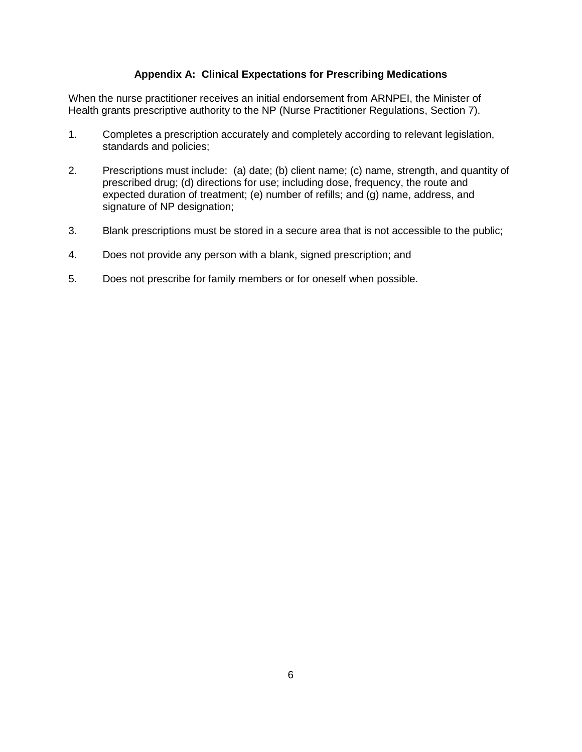## Appendix A: Clinical Expectations for Prescribing Medications

When the nurse practitioner receives an initial endorsement from ARNPEI, the Minister of Health grants prescriptive authority to the NP (Nurse Practitioner Regulations, Section 7).

1. Completes a prescription accurately and completely according to relevant legislation, standards and policies;

2. Prescriptions must include: (a) date; (b) client name; (c) name, strength, and quantity of prescribed drug; (d) directions for use; including dose, frequency, the route and expected duration of treatment; (e) number of refills; and (g) name, address, and signature of NP designation;

3. Blank prescriptions must be stored in a secure area that is not accessible to the public;

4. Does not provide any person with a blank, signed prescription; and

5. Does not prescribe for family members or for oneself when possible.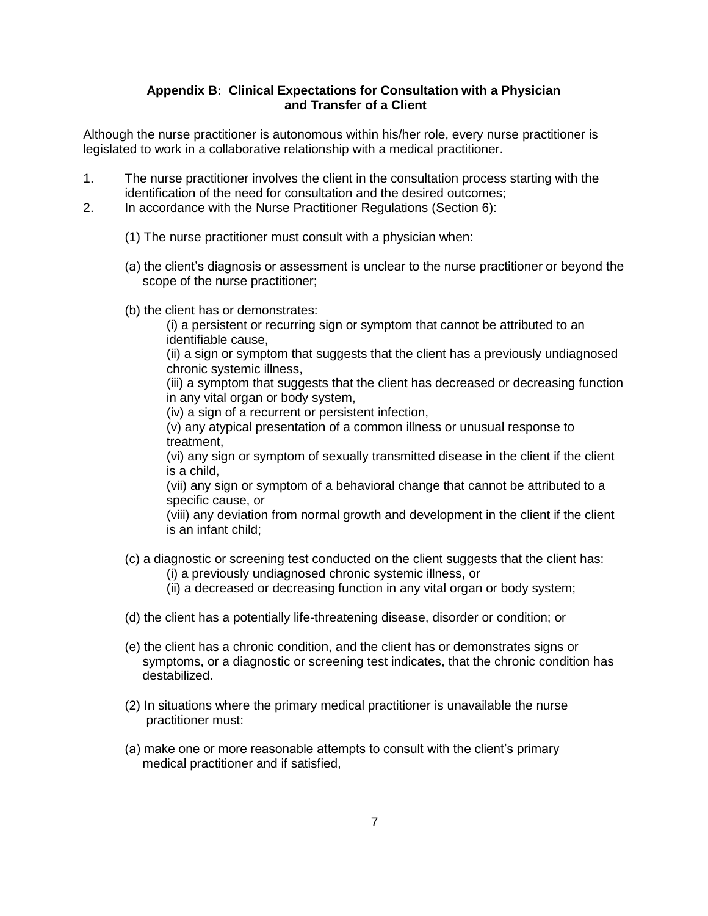## Appendix B: Clinical Expectations for Consultation with a Physician and Transfer of a Client

Although the nurse practitioner is autonomous within his/her role, every nurse practitioner is legislated to work in a collaborative relationship with a medical practitioner.

1. The nurse practitioner involves the client in the consultation process starting with the identification of the need for consultation and the desired outcomes;
2. In accordance with the Nurse Practitioner Regulations (Section 6):

   (1) The nurse practitioner must consult with a physician when:

   (a) the client's diagnosis or assessment is unclear to the nurse practitioner or beyond the scope of the nurse practitioner;

   (b) the client has or demonstrates:
   - (i) a persistent or recurring sign or symptom that cannot be attributed to an identifiable cause,
   - (ii) a sign or symptom that suggests that the client has a previously undiagnosed chronic systemic illness,
   - (iii) a symptom that suggests that the client has decreased or decreasing function in any vital organ or body system,
   - (iv) a sign of a recurrent or persistent infection,
   - (v) any atypical presentation of a common illness or unusual response to treatment,
   - (vi) any sign or symptom of sexually transmitted disease in the client if the client is a child,
   - (vii) any sign or symptom of a behavioral change that cannot be attributed to a specific cause, or
   - (viii) any deviation from normal growth and development in the client if the client is an infant child;

   (c) a diagnostic or screening test conducted on the client suggests that the client has:
   - (i) a previously undiagnosed chronic systemic illness, or
   - (ii) a decreased or decreasing function in any vital organ or body system;

   (d) the client has a potentially life-threatening disease, disorder or condition; or

   (e) the client has a chronic condition, and the client has or demonstrates signs or symptoms, or a diagnostic or screening test indicates, that the chronic condition has destabilized.

   (2) In situations where the primary medical practitioner is unavailable the nurse practitioner must:

   (a) make one or more reasonable attempts to consult with the client's primary medical practitioner and if satisfied,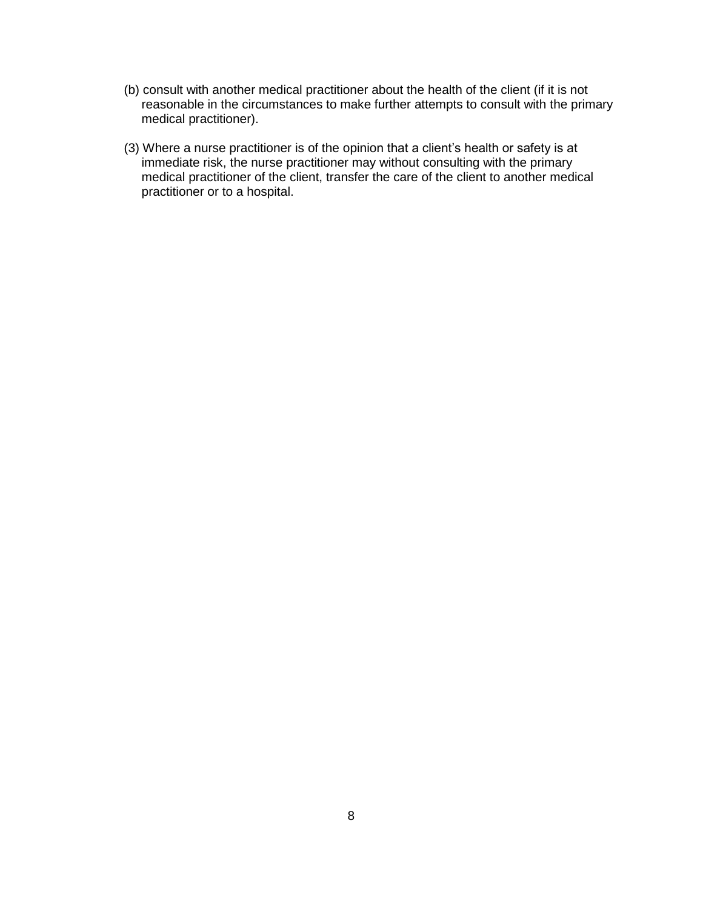(b) consult with another medical practitioner about the health of the client (if it is not reasonable in the circumstances to make further attempts to consult with the primary medical practitioner).

(3) Where a nurse practitioner is of the opinion that a client's health or safety is at immediate risk, the nurse practitioner may without consulting with the primary medical practitioner of the client, transfer the care of the client to another medical practitioner or to a hospital.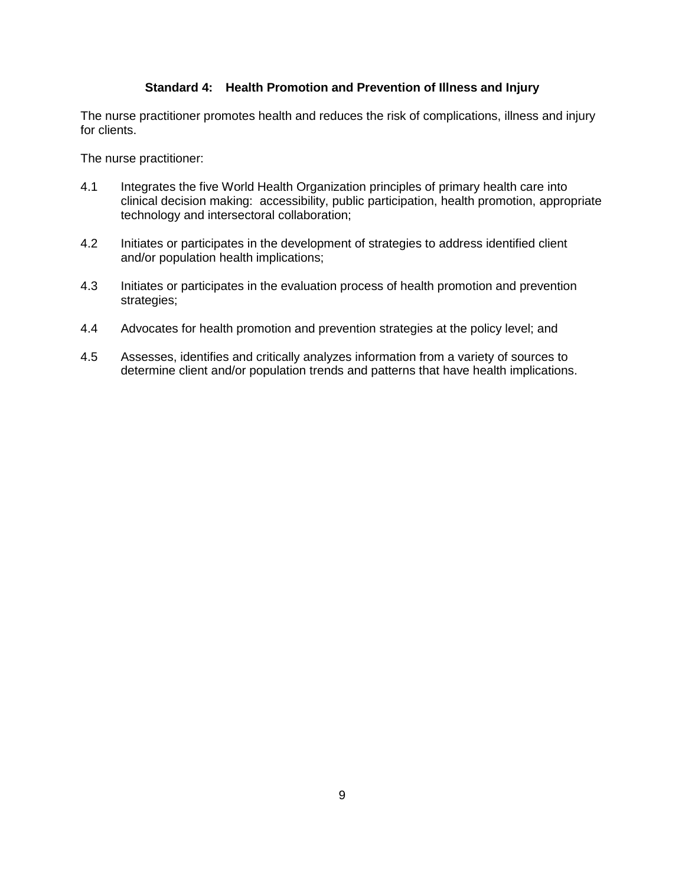### Standard 4: Health Promotion and Prevention of Illness and Injury

The nurse practitioner promotes health and reduces the risk of complications, illness and injury for clients.

The nurse practitioner:

4.1 Integrates the five World Health Organization principles of primary health care into clinical decision making: accessibility, public participation, health promotion, appropriate technology and intersectoral collaboration;

4.2 Initiates or participates in the development of strategies to address identified client and/or population health implications;

4.3 Initiates or participates in the evaluation process of health promotion and prevention strategies;

4.4 Advocates for health promotion and prevention strategies at the policy level; and

4.5 Assesses, identifies and critically analyzes information from a variety of sources to determine client and/or population trends and patterns that have health implications.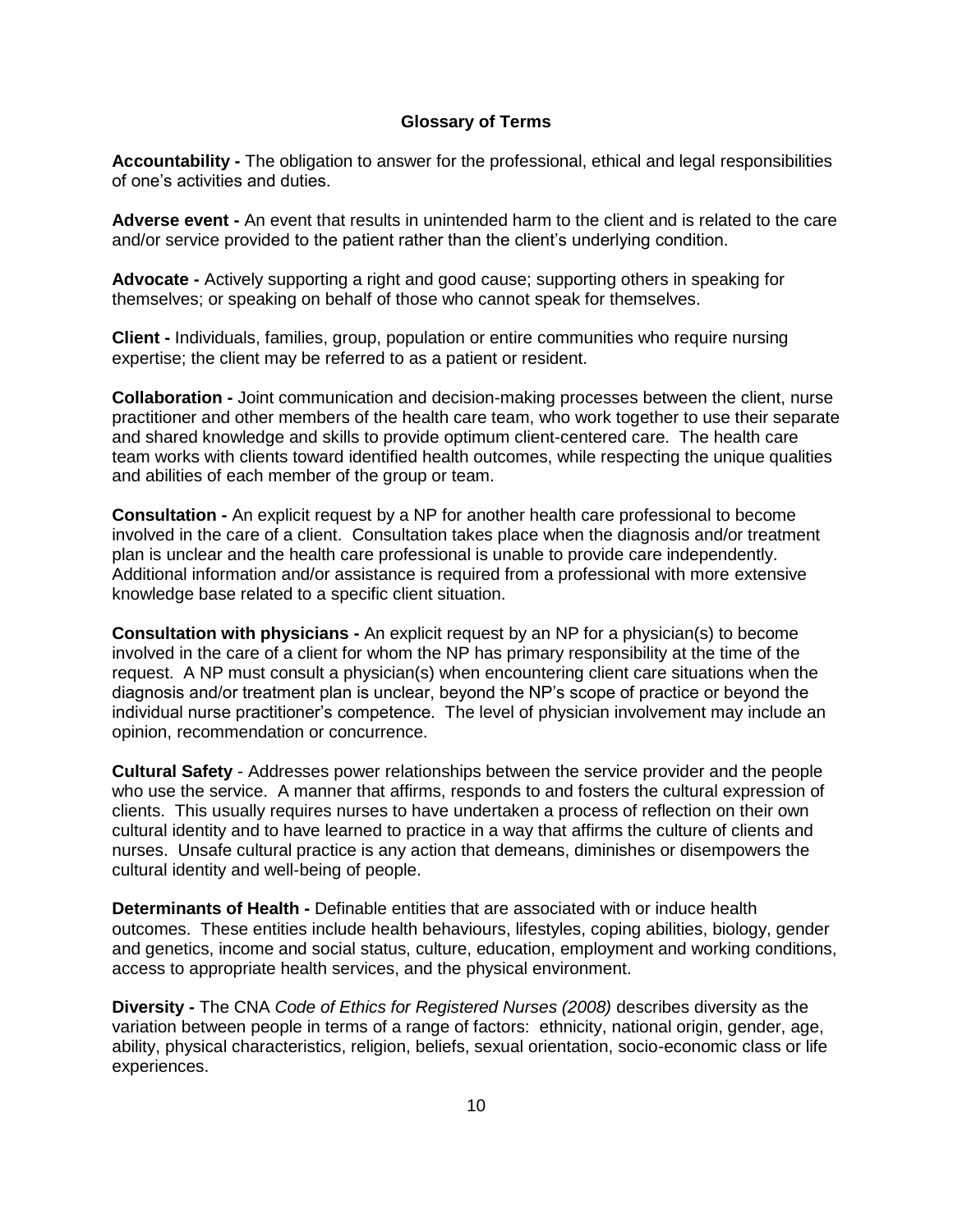## Glossary of Terms

**Accountability -** The obligation to answer for the professional, ethical and legal responsibilities of one's activities and duties.

**Adverse event -** An event that results in unintended harm to the client and is related to the care and/or service provided to the patient rather than the client's underlying condition.

**Advocate -** Actively supporting a right and good cause; supporting others in speaking for themselves; or speaking on behalf of those who cannot speak for themselves.

**Client -** Individuals, families, group, population or entire communities who require nursing expertise; the client may be referred to as a patient or resident.

**Collaboration -** Joint communication and decision-making processes between the client, nurse practitioner and other members of the health care team, who work together to use their separate and shared knowledge and skills to provide optimum client-centered care. The health care team works with clients toward identified health outcomes, while respecting the unique qualities and abilities of each member of the group or team.

**Consultation -** An explicit request by a NP for another health care professional to become involved in the care of a client. Consultation takes place when the diagnosis and/or treatment plan is unclear and the health care professional is unable to provide care independently. Additional information and/or assistance is required from a professional with more extensive knowledge base related to a specific client situation.

**Consultation with physicians -** An explicit request by an NP for a physician(s) to become involved in the care of a client for whom the NP has primary responsibility at the time of the request. A NP must consult a physician(s) when encountering client care situations when the diagnosis and/or treatment plan is unclear, beyond the NP's scope of practice or beyond the individual nurse practitioner's competence. The level of physician involvement may include an opinion, recommendation or concurrence.

**Cultural Safety** - Addresses power relationships between the service provider and the people who use the service. A manner that affirms, responds to and fosters the cultural expression of clients. This usually requires nurses to have undertaken a process of reflection on their own cultural identity and to have learned to practice in a way that affirms the culture of clients and nurses. Unsafe cultural practice is any action that demeans, diminishes or disempowers the cultural identity and well-being of people.

**Determinants of Health -** Definable entities that are associated with or induce health outcomes. These entities include health behaviours, lifestyles, coping abilities, biology, gender and genetics, income and social status, culture, education, employment and working conditions, access to appropriate health services, and the physical environment.

**Diversity -** The CNA *Code of Ethics for Registered Nurses (2008)* describes diversity as the variation between people in terms of a range of factors: ethnicity, national origin, gender, age, ability, physical characteristics, religion, beliefs, sexual orientation, socio-economic class or life experiences.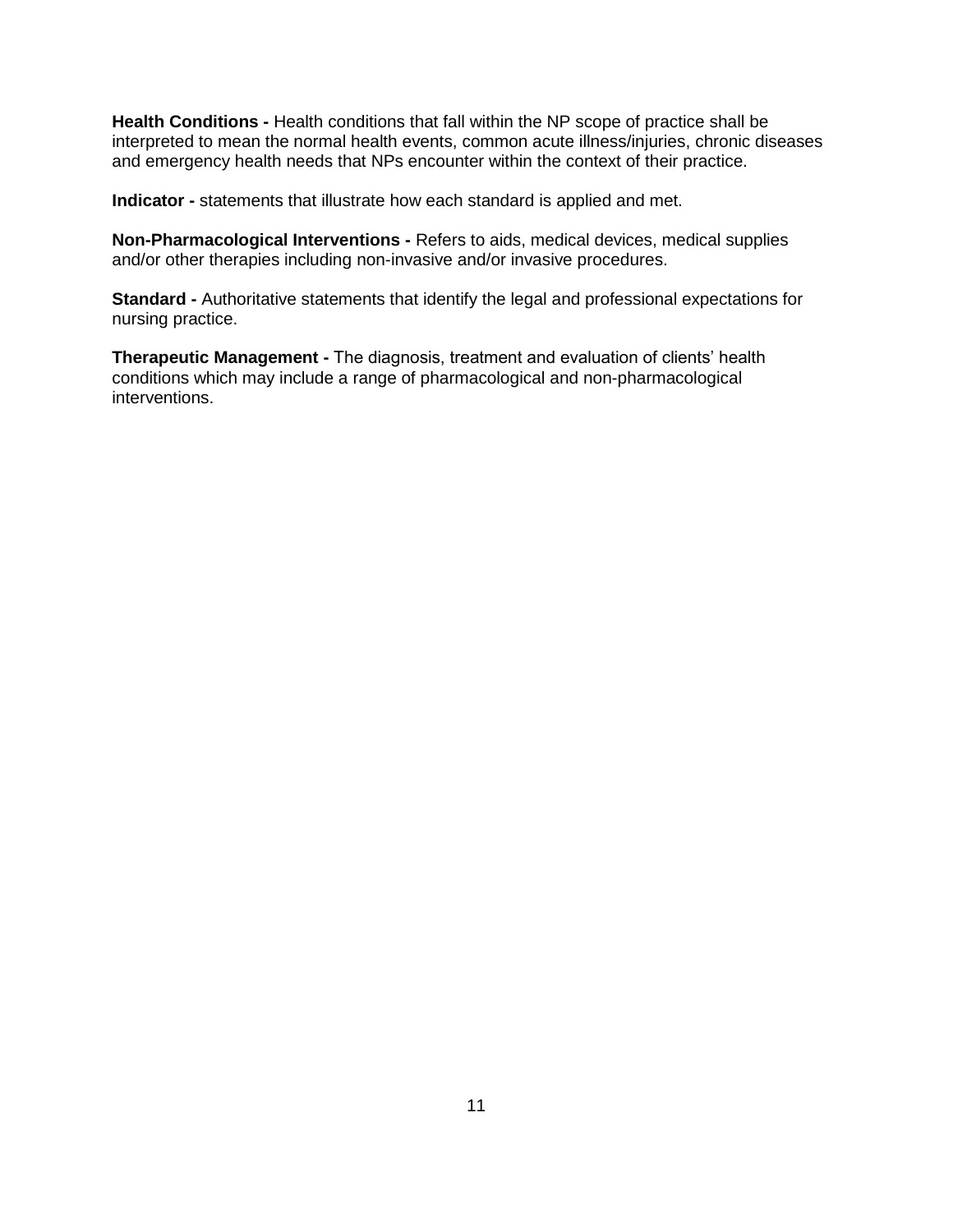**Health Conditions -** Health conditions that fall within the NP scope of practice shall be interpreted to mean the normal health events, common acute illness/injuries, chronic diseases and emergency health needs that NPs encounter within the context of their practice.

**Indicator -** statements that illustrate how each standard is applied and met.

**Non-Pharmacological Interventions -** Refers to aids, medical devices, medical supplies and/or other therapies including non-invasive and/or invasive procedures.

**Standard -** Authoritative statements that identify the legal and professional expectations for nursing practice.

**Therapeutic Management -** The diagnosis, treatment and evaluation of clients' health conditions which may include a range of pharmacological and non-pharmacological interventions.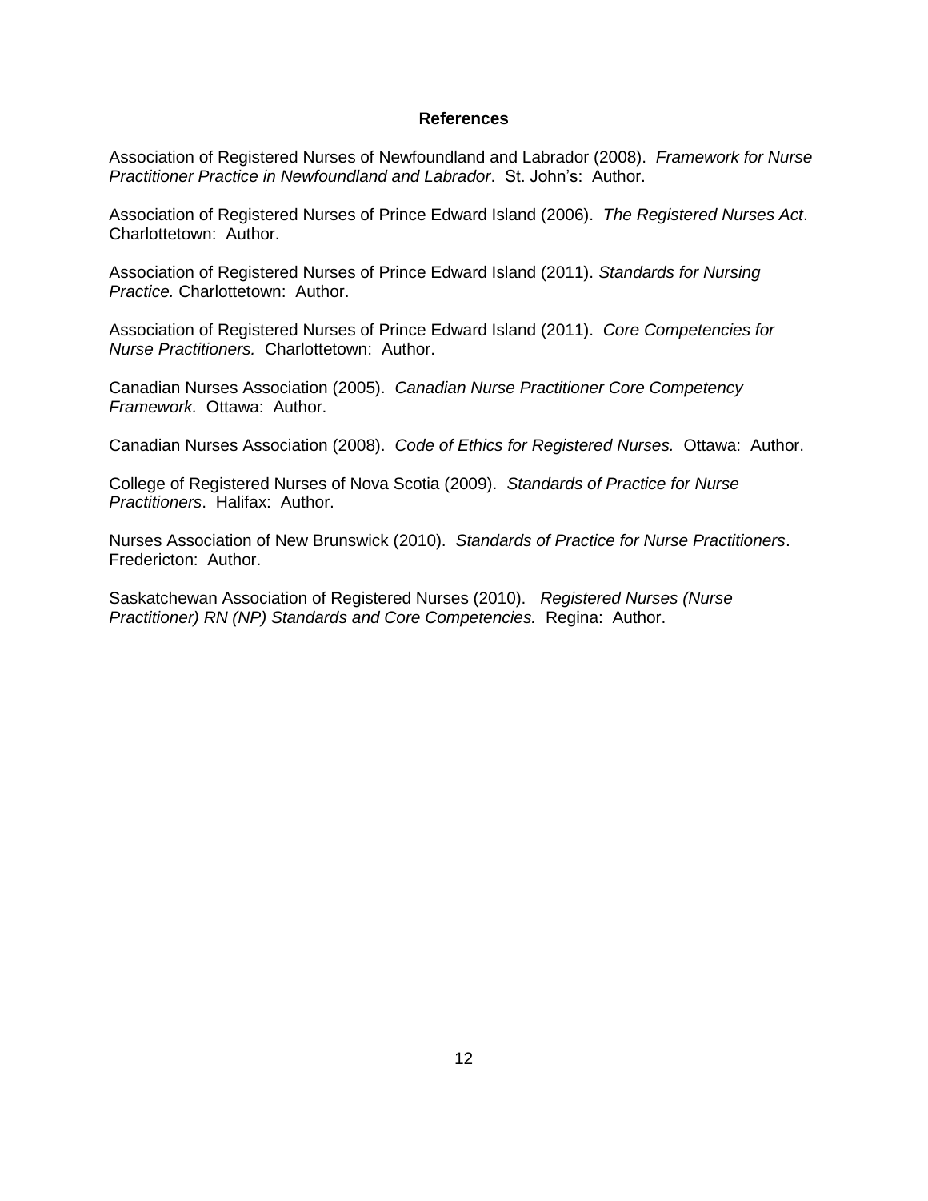## References

Association of Registered Nurses of Newfoundland and Labrador (2008). *Framework for Nurse Practitioner Practice in Newfoundland and Labrador*. St. John's: Author.

Association of Registered Nurses of Prince Edward Island (2006). *The Registered Nurses Act*. Charlottetown: Author.

Association of Registered Nurses of Prince Edward Island (2011). *Standards for Nursing Practice.* Charlottetown: Author.

Association of Registered Nurses of Prince Edward Island (2011). *Core Competencies for Nurse Practitioners.* Charlottetown: Author.

Canadian Nurses Association (2005). *Canadian Nurse Practitioner Core Competency Framework.* Ottawa: Author.

Canadian Nurses Association (2008). *Code of Ethics for Registered Nurses.* Ottawa: Author.

College of Registered Nurses of Nova Scotia (2009). *Standards of Practice for Nurse Practitioners*. Halifax: Author.

Nurses Association of New Brunswick (2010). *Standards of Practice for Nurse Practitioners*. Fredericton: Author.

Saskatchewan Association of Registered Nurses (2010). *Registered Nurses (Nurse Practitioner) RN (NP) Standards and Core Competencies.* Regina: Author.